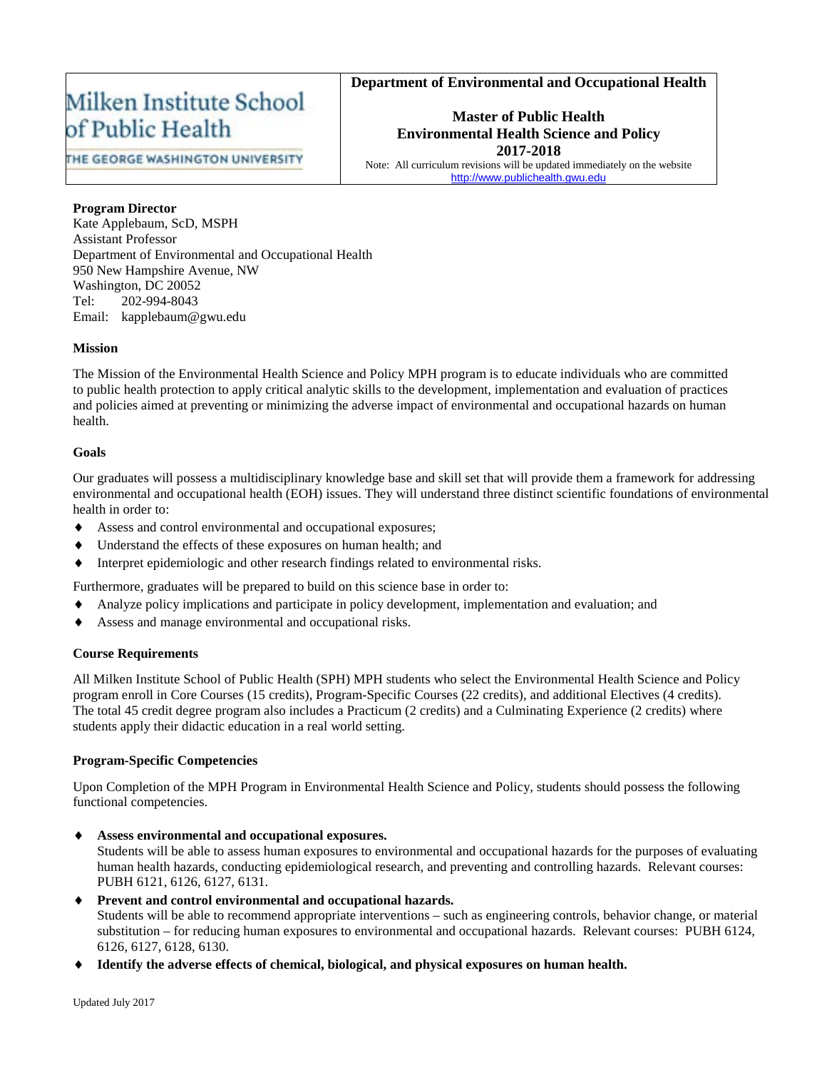Milken Institute School of Public Health

THE GEORGE WASHINGTON UNIVERSITY

**Department of Environmental and Occupational Health**

# Master of Public Health
# Environmental Health Science and Policy
# 2017-2018

Note: All curriculum revisions will be updated immediately on the website http://www.publichealth.gwu.edu

**Program Director**
Kate Applebaum, ScD, MSPH
Assistant Professor
Department of Environmental and Occupational Health
950 New Hampshire Avenue, NW
Washington, DC 20052
Tel: 202-994-8043
Email: kapplebaum@gwu.edu

## Mission

The Mission of the Environmental Health Science and Policy MPH program is to educate individuals who are committed to public health protection to apply critical analytic skills to the development, implementation and evaluation of practices and policies aimed at preventing or minimizing the adverse impact of environmental and occupational hazards on human health.

## Goals

Our graduates will possess a multidisciplinary knowledge base and skill set that will provide them a framework for addressing environmental and occupational health (EOH) issues. They will understand three distinct scientific foundations of environmental health in order to:

- Assess and control environmental and occupational exposures;
- Understand the effects of these exposures on human health; and
- Interpret epidemiologic and other research findings related to environmental risks.

Furthermore, graduates will be prepared to build on this science base in order to:

- Analyze policy implications and participate in policy development, implementation and evaluation; and
- Assess and manage environmental and occupational risks.

## Course Requirements

All Milken Institute School of Public Health (SPH) MPH students who select the Environmental Health Science and Policy program enroll in Core Courses (15 credits), Program-Specific Courses (22 credits), and additional Electives (4 credits). The total 45 credit degree program also includes a Practicum (2 credits) and a Culminating Experience (2 credits) where students apply their didactic education in a real world setting.

## Program-Specific Competencies

Upon Completion of the MPH Program in Environmental Health Science and Policy, students should possess the following functional competencies.

- **Assess environmental and occupational exposures.**
  Students will be able to assess human exposures to environmental and occupational hazards for the purposes of evaluating human health hazards, conducting epidemiological research, and preventing and controlling hazards. Relevant courses: PUBH 6121, 6126, 6127, 6131.
- **Prevent and control environmental and occupational hazards.**
  Students will be able to recommend appropriate interventions – such as engineering controls, behavior change, or material substitution – for reducing human exposures to environmental and occupational hazards. Relevant courses: PUBH 6124, 6126, 6127, 6128, 6130.
- **Identify the adverse effects of chemical, biological, and physical exposures on human health.**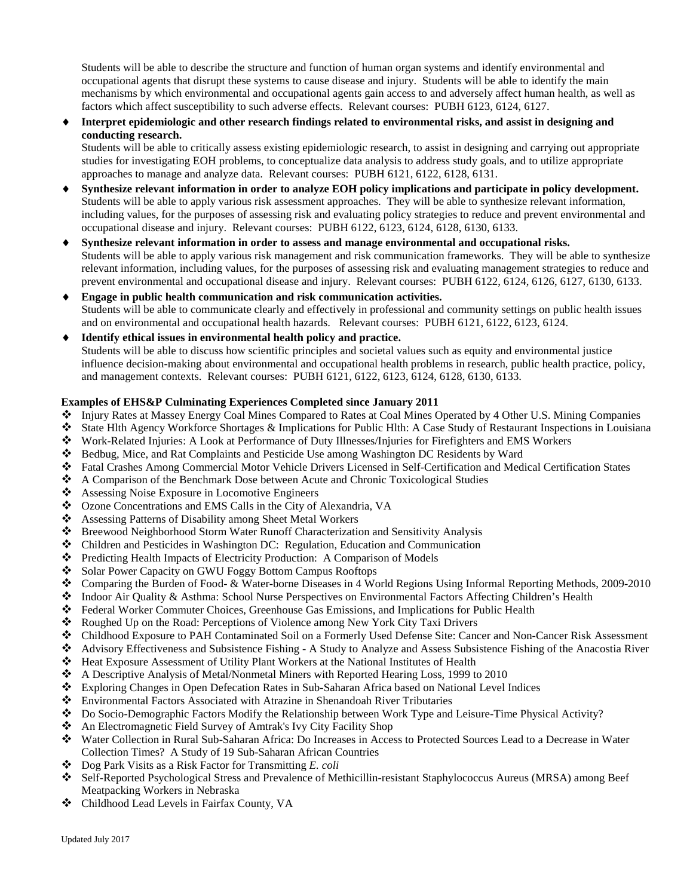Students will be able to describe the structure and function of human organ systems and identify environmental and occupational agents that disrupt these systems to cause disease and injury. Students will be able to identify the main mechanisms by which environmental and occupational agents gain access to and adversely affect human health, as well as factors which affect susceptibility to such adverse effects. Relevant courses: PUBH 6123, 6124, 6127.

- **Interpret epidemiologic and other research findings related to environmental risks, and assist in designing and conducting research.**
  Students will be able to critically assess existing epidemiologic research, to assist in designing and carrying out appropriate studies for investigating EOH problems, to conceptualize data analysis to address study goals, and to utilize appropriate approaches to manage and analyze data. Relevant courses: PUBH 6121, 6122, 6128, 6131.
- **Synthesize relevant information in order to analyze EOH policy implications and participate in policy development.**
  Students will be able to apply various risk assessment approaches. They will be able to synthesize relevant information, including values, for the purposes of assessing risk and evaluating policy strategies to reduce and prevent environmental and occupational disease and injury. Relevant courses: PUBH 6122, 6123, 6124, 6128, 6130, 6133.
- **Synthesize relevant information in order to assess and manage environmental and occupational risks.**
  Students will be able to apply various risk management and risk communication frameworks. They will be able to synthesize relevant information, including values, for the purposes of assessing risk and evaluating management strategies to reduce and prevent environmental and occupational disease and injury. Relevant courses: PUBH 6122, 6124, 6126, 6127, 6130, 6133.
- **Engage in public health communication and risk communication activities.**
  Students will be able to communicate clearly and effectively in professional and community settings on public health issues and on environmental and occupational health hazards. Relevant courses: PUBH 6121, 6122, 6123, 6124.
- **Identify ethical issues in environmental health policy and practice.**
  Students will be able to discuss how scientific principles and societal values such as equity and environmental justice influence decision-making about environmental and occupational health problems in research, public health practice, policy, and management contexts. Relevant courses: PUBH 6121, 6122, 6123, 6124, 6128, 6130, 6133.

**Examples of EHS&P Culminating Experiences Completed since January 2011**

- Injury Rates at Massey Energy Coal Mines Compared to Rates at Coal Mines Operated by 4 Other U.S. Mining Companies
- State Hlth Agency Workforce Shortages & Implications for Public Hlth: A Case Study of Restaurant Inspections in Louisiana
- Work-Related Injuries: A Look at Performance of Duty Illnesses/Injuries for Firefighters and EMS Workers
- Bedbug, Mice, and Rat Complaints and Pesticide Use among Washington DC Residents by Ward
- Fatal Crashes Among Commercial Motor Vehicle Drivers Licensed in Self-Certification and Medical Certification States
- A Comparison of the Benchmark Dose between Acute and Chronic Toxicological Studies
- Assessing Noise Exposure in Locomotive Engineers
- Ozone Concentrations and EMS Calls in the City of Alexandria, VA
- Assessing Patterns of Disability among Sheet Metal Workers
- Breewood Neighborhood Storm Water Runoff Characterization and Sensitivity Analysis
- Children and Pesticides in Washington DC: Regulation, Education and Communication
- Predicting Health Impacts of Electricity Production: A Comparison of Models
- Solar Power Capacity on GWU Foggy Bottom Campus Rooftops
- Comparing the Burden of Food- & Water-borne Diseases in 4 World Regions Using Informal Reporting Methods, 2009-2010
- Indoor Air Quality & Asthma: School Nurse Perspectives on Environmental Factors Affecting Children's Health
- Federal Worker Commuter Choices, Greenhouse Gas Emissions, and Implications for Public Health
- Roughed Up on the Road: Perceptions of Violence among New York City Taxi Drivers
- Childhood Exposure to PAH Contaminated Soil on a Formerly Used Defense Site: Cancer and Non-Cancer Risk Assessment
- Advisory Effectiveness and Subsistence Fishing - A Study to Analyze and Assess Subsistence Fishing of the Anacostia River
- Heat Exposure Assessment of Utility Plant Workers at the National Institutes of Health
- A Descriptive Analysis of Metal/Nonmetal Miners with Reported Hearing Loss, 1999 to 2010
- Exploring Changes in Open Defecation Rates in Sub-Saharan Africa based on National Level Indices
- Environmental Factors Associated with Atrazine in Shenandoah River Tributaries
- Do Socio-Demographic Factors Modify the Relationship between Work Type and Leisure-Time Physical Activity?
- An Electromagnetic Field Survey of Amtrak's Ivy City Facility Shop
- Water Collection in Rural Sub-Saharan Africa: Do Increases in Access to Protected Sources Lead to a Decrease in Water Collection Times? A Study of 19 Sub-Saharan African Countries
- Dog Park Visits as a Risk Factor for Transmitting *E. coli*
- Self-Reported Psychological Stress and Prevalence of Methicillin-resistant Staphylococcus Aureus (MRSA) among Beef Meatpacking Workers in Nebraska
- Childhood Lead Levels in Fairfax County, VA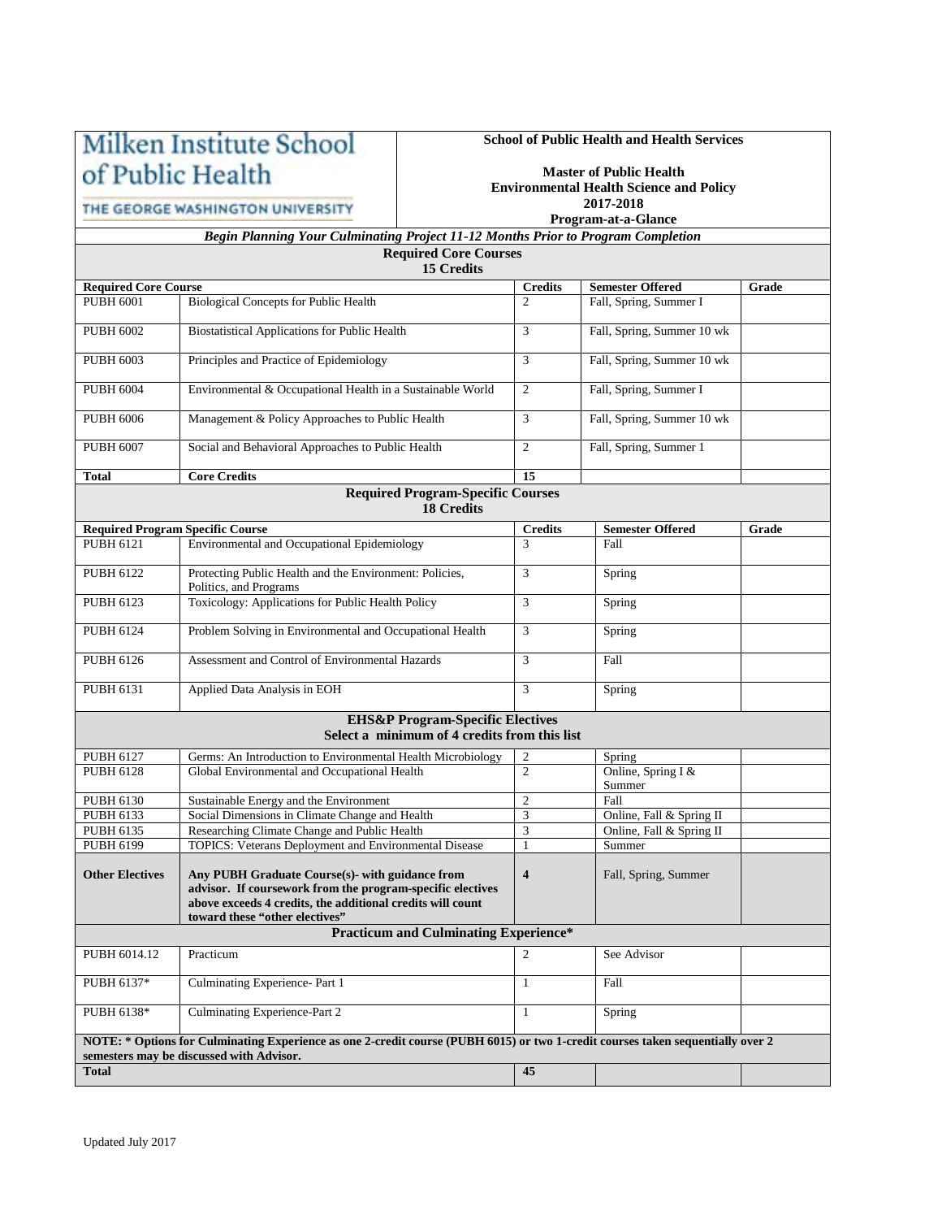**Milken Institute School of Public Health**
**THE GEORGE WASHINGTON UNIVERSITY**

**School of Public Health and Health Services**

**Master of Public Health**
**Environmental Health Science and Policy**
**2017-2018**
**Program-at-a-Glance**

***Begin Planning Your Culminating Project 11-12 Months Prior to Program Completion***

| **Required Core Courses 15 Credits** | | | | |
|---|---|---|---|---|
| **Required Core Course** | | **Credits** | **Semester Offered** | **Grade** |
| PUBH 6001 | Biological Concepts for Public Health | 2 | Fall, Spring, Summer I | |
| PUBH 6002 | Biostatistical Applications for Public Health | 3 | Fall, Spring, Summer 10 wk | |
| PUBH 6003 | Principles and Practice of Epidemiology | 3 | Fall, Spring, Summer 10 wk | |
| PUBH 6004 | Environmental & Occupational Health in a Sustainable World | 2 | Fall, Spring, Summer I | |
| PUBH 6006 | Management & Policy Approaches to Public Health | 3 | Fall, Spring, Summer 10 wk | |
| PUBH 6007 | Social and Behavioral Approaches to Public Health | 2 | Fall, Spring, Summer 1 | |
| **Total** | **Core Credits** | **15** | | |
| **Required Program-Specific Courses 18 Credits** | | | | |
| **Required Program Specific Course** | | **Credits** | **Semester Offered** | **Grade** |
| PUBH 6121 | Environmental and Occupational Epidemiology | 3 | Fall | |
| PUBH 6122 | Protecting Public Health and the Environment: Policies, Politics, and Programs | 3 | Spring | |
| PUBH 6123 | Toxicology: Applications for Public Health Policy | 3 | Spring | |
| PUBH 6124 | Problem Solving in Environmental and Occupational Health | 3 | Spring | |
| PUBH 6126 | Assessment and Control of Environmental Hazards | 3 | Fall | |
| PUBH 6131 | Applied Data Analysis in EOH | 3 | Spring | |
| **EHS&P Program-Specific Electives Select a minimum of 4 credits from this list** | | | | |
| PUBH 6127 | Germs: An Introduction to Environmental Health Microbiology | 2 | Spring | |
| PUBH 6128 | Global Environmental and Occupational Health | 2 | Online, Spring I & Summer | |
| PUBH 6130 | Sustainable Energy and the Environment | 2 | Fall | |
| PUBH 6133 | Social Dimensions in Climate Change and Health | 3 | Online, Fall & Spring II | |
| PUBH 6135 | Researching Climate Change and Public Health | 3 | Online, Fall & Spring II | |
| PUBH 6199 | TOPICS: Veterans Deployment and Environmental Disease | 1 | Summer | |
| **Other Electives** | **Any PUBH Graduate Course(s)- with guidance from advisor. If coursework from the program-specific electives above exceeds 4 credits, the additional credits will count toward these "other electives"** | **4** | Fall, Spring, Summer | |
| **Practicum and Culminating Experience*** | | | | |
| PUBH 6014.12 | Practicum | 2 | See Advisor | |
| PUBH 6137* | Culminating Experience- Part 1 | 1 | Fall | |
| PUBH 6138* | Culminating Experience-Part 2 | 1 | Spring | |
| **NOTE: * Options for Culminating Experience as one 2-credit course (PUBH 6015) or two 1-credit courses taken sequentially over 2 semesters may be discussed with Advisor.** | | | | |
| **Total** | | **45** | | |

Updated July 2017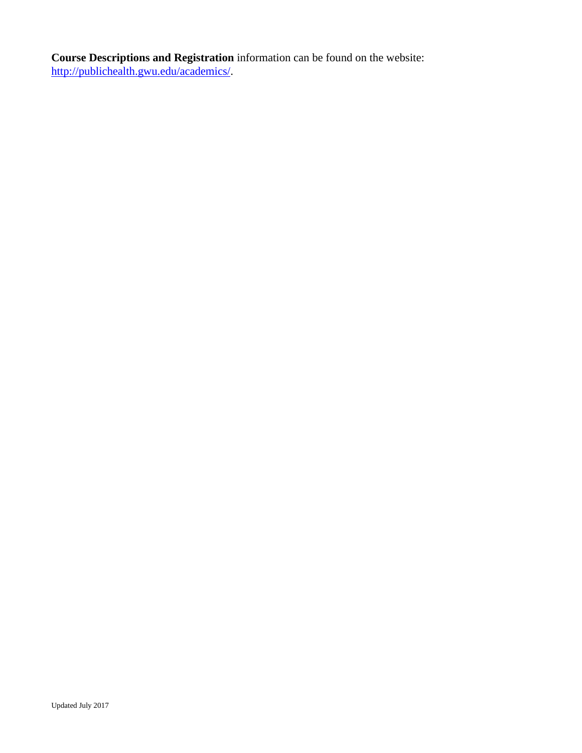**Course Descriptions and Registration** information can be found on the website: [http://publichealth.gwu.edu/academics/](http://publichealth.gwu.edu/academics/).

Updated July 2017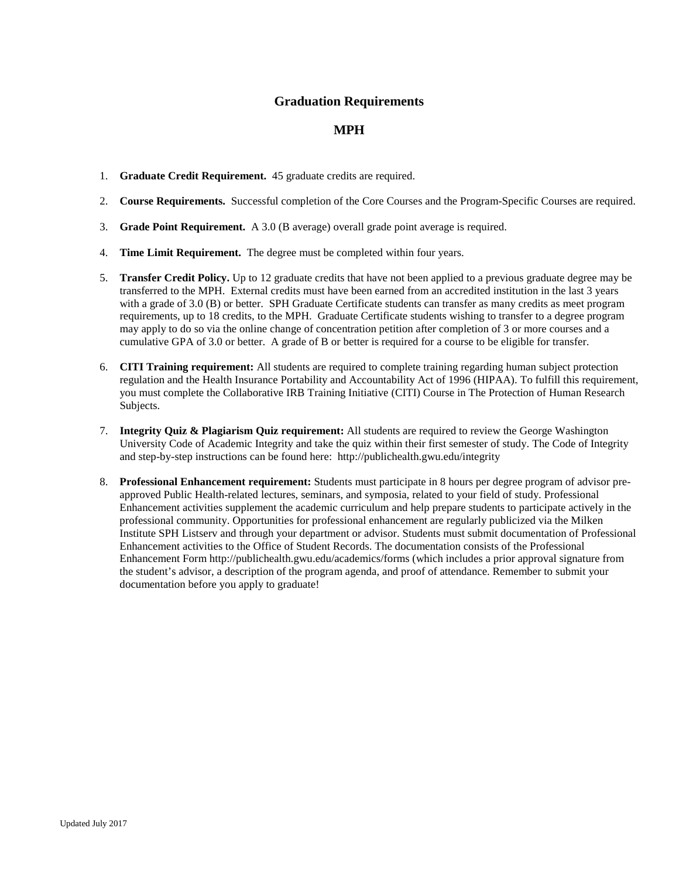# Graduation Requirements

## MPH

1. **Graduate Credit Requirement.** 45 graduate credits are required.

2. **Course Requirements.** Successful completion of the Core Courses and the Program-Specific Courses are required.

3. **Grade Point Requirement.** A 3.0 (B average) overall grade point average is required.

4. **Time Limit Requirement.** The degree must be completed within four years.

5. **Transfer Credit Policy.** Up to 12 graduate credits that have not been applied to a previous graduate degree may be transferred to the MPH. External credits must have been earned from an accredited institution in the last 3 years with a grade of 3.0 (B) or better. SPH Graduate Certificate students can transfer as many credits as meet program requirements, up to 18 credits, to the MPH. Graduate Certificate students wishing to transfer to a degree program may apply to do so via the online change of concentration petition after completion of 3 or more courses and a cumulative GPA of 3.0 or better. A grade of B or better is required for a course to be eligible for transfer.

6. **CITI Training requirement:** All students are required to complete training regarding human subject protection regulation and the Health Insurance Portability and Accountability Act of 1996 (HIPAA). To fulfill this requirement, you must complete the Collaborative IRB Training Initiative (CITI) Course in The Protection of Human Research Subjects.

7. **Integrity Quiz & Plagiarism Quiz requirement:** All students are required to review the George Washington University Code of Academic Integrity and take the quiz within their first semester of study. The Code of Integrity and step-by-step instructions can be found here: http://publichealth.gwu.edu/integrity

8. **Professional Enhancement requirement:** Students must participate in 8 hours per degree program of advisor pre-approved Public Health-related lectures, seminars, and symposia, related to your field of study. Professional Enhancement activities supplement the academic curriculum and help prepare students to participate actively in the professional community. Opportunities for professional enhancement are regularly publicized via the Milken Institute SPH Listserv and through your department or advisor. Students must submit documentation of Professional Enhancement activities to the Office of Student Records. The documentation consists of the Professional Enhancement Form http://publichealth.gwu.edu/academics/forms (which includes a prior approval signature from the student's advisor, a description of the program agenda, and proof of attendance. Remember to submit your documentation before you apply to graduate!

Updated July 2017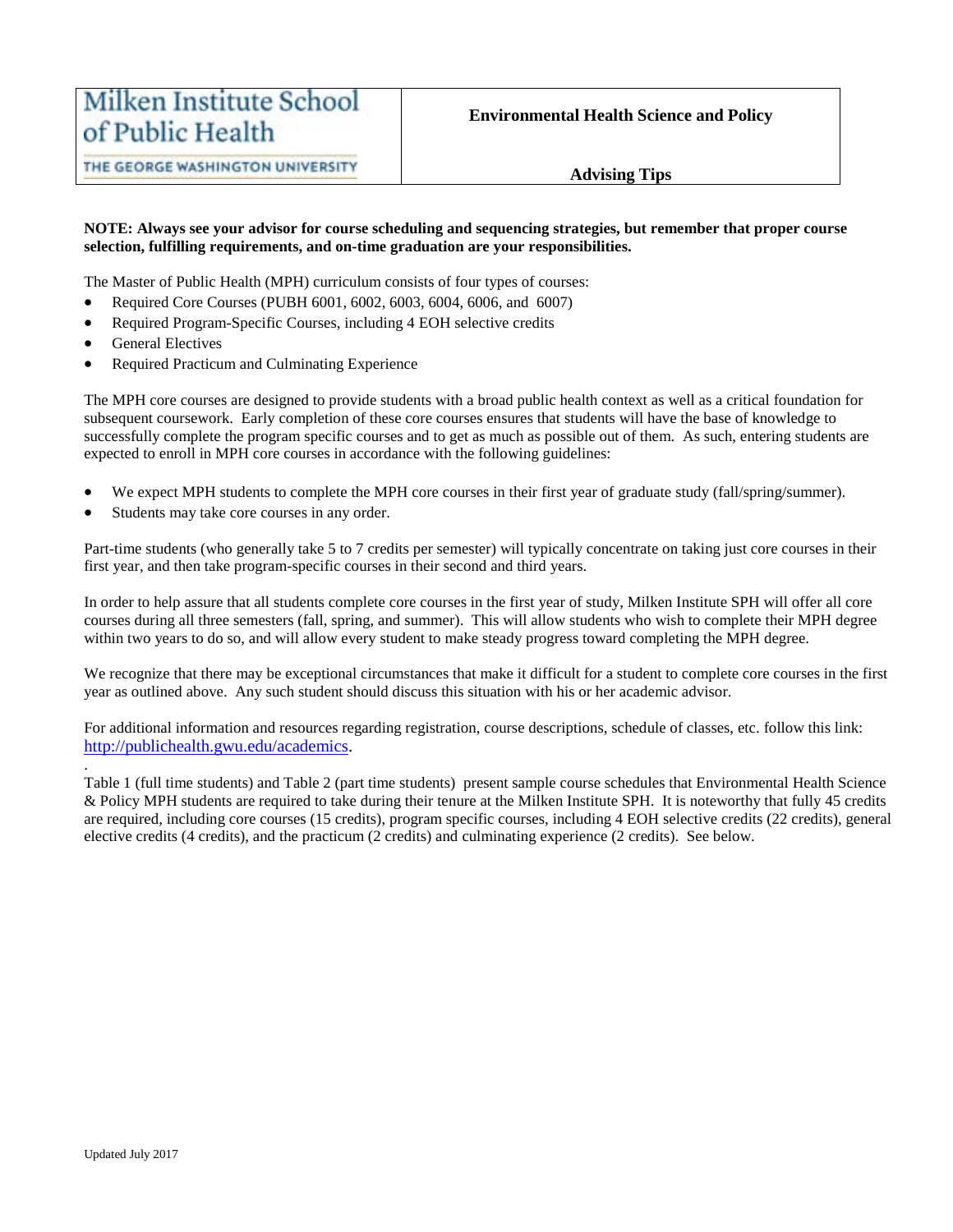| Milken Institute School of Public Health THE GEORGE WASHINGTON UNIVERSITY | **Environmental Health Science and Policy** **Advising Tips** |
|---|---|

**NOTE: Always see your advisor for course scheduling and sequencing strategies, but remember that proper course selection, fulfilling requirements, and on-time graduation are your responsibilities.**

The Master of Public Health (MPH) curriculum consists of four types of courses:

- Required Core Courses (PUBH 6001, 6002, 6003, 6004, 6006, and 6007)
- Required Program-Specific Courses, including 4 EOH selective credits
- General Electives
- Required Practicum and Culminating Experience

The MPH core courses are designed to provide students with a broad public health context as well as a critical foundation for subsequent coursework. Early completion of these core courses ensures that students will have the base of knowledge to successfully complete the program specific courses and to get as much as possible out of them. As such, entering students are expected to enroll in MPH core courses in accordance with the following guidelines:

- We expect MPH students to complete the MPH core courses in their first year of graduate study (fall/spring/summer).
- Students may take core courses in any order.

Part-time students (who generally take 5 to 7 credits per semester) will typically concentrate on taking just core courses in their first year, and then take program-specific courses in their second and third years.

In order to help assure that all students complete core courses in the first year of study, Milken Institute SPH will offer all core courses during all three semesters (fall, spring, and summer). This will allow students who wish to complete their MPH degree within two years to do so, and will allow every student to make steady progress toward completing the MPH degree.

We recognize that there may be exceptional circumstances that make it difficult for a student to complete core courses in the first year as outlined above. Any such student should discuss this situation with his or her academic advisor.

For additional information and resources regarding registration, course descriptions, schedule of classes, etc. follow this link: http://publichealth.gwu.edu/academics.

Table 1 (full time students) and Table 2 (part time students) present sample course schedules that Environmental Health Science & Policy MPH students are required to take during their tenure at the Milken Institute SPH. It is noteworthy that fully 45 credits are required, including core courses (15 credits), program specific courses, including 4 EOH selective credits (22 credits), general elective credits (4 credits), and the practicum (2 credits) and culminating experience (2 credits). See below.

Updated July 2017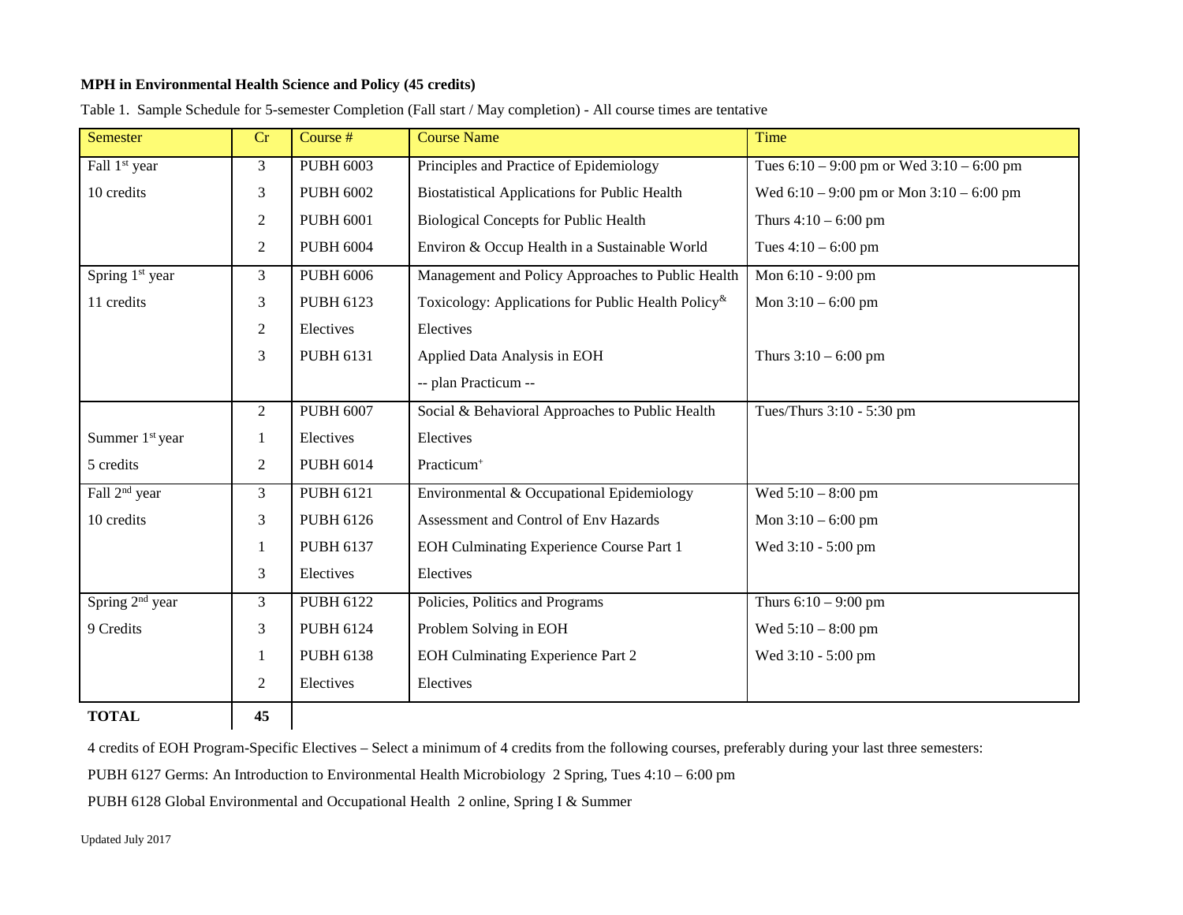**MPH in Environmental Health Science and Policy (45 credits)**

Table 1. Sample Schedule for 5-semester Completion (Fall start / May completion) - All course times are tentative

| Semester | Cr | Course # | Course Name | Time |
|---|---|---|---|---|
| Fall 1st year | 3 | PUBH 6003 | Principles and Practice of Epidemiology | Tues 6:10 – 9:00 pm or Wed 3:10 – 6:00 pm |
| 10 credits | 3 | PUBH 6002 | Biostatistical Applications for Public Health | Wed 6:10 – 9:00 pm or Mon 3:10 – 6:00 pm |
| | 2 | PUBH 6001 | Biological Concepts for Public Health | Thurs 4:10 – 6:00 pm |
| | 2 | PUBH 6004 | Environ & Occup Health in a Sustainable World | Tues 4:10 – 6:00 pm |
| Spring 1st year | 3 | PUBH 6006 | Management and Policy Approaches to Public Health | Mon 6:10 - 9:00 pm |
| 11 credits | 3 | PUBH 6123 | Toxicology: Applications for Public Health Policy& | Mon 3:10 – 6:00 pm |
| | 2 | Electives | Electives | |
| | 3 | PUBH 6131 | Applied Data Analysis in EOH | Thurs 3:10 – 6:00 pm |
| | | | -- plan Practicum -- | |
| | 2 | PUBH 6007 | Social & Behavioral Approaches to Public Health | Tues/Thurs 3:10 - 5:30 pm |
| Summer 1st year | 1 | Electives | Electives | |
| 5 credits | 2 | PUBH 6014 | Practicum+ | |
| Fall 2nd year | 3 | PUBH 6121 | Environmental & Occupational Epidemiology | Wed 5:10 – 8:00 pm |
| 10 credits | 3 | PUBH 6126 | Assessment and Control of Env Hazards | Mon 3:10 – 6:00 pm |
| | 1 | PUBH 6137 | EOH Culminating Experience Course Part 1 | Wed 3:10 - 5:00 pm |
| | 3 | Electives | Electives | |
| Spring 2nd year | 3 | PUBH 6122 | Policies, Politics and Programs | Thurs 6:10 – 9:00 pm |
| 9 Credits | 3 | PUBH 6124 | Problem Solving in EOH | Wed 5:10 – 8:00 pm |
| | 1 | PUBH 6138 | EOH Culminating Experience Part 2 | Wed 3:10 - 5:00 pm |
| | 2 | Electives | Electives | |
| **TOTAL** | **45** | | | |

4 credits of EOH Program-Specific Electives – Select a minimum of 4 credits from the following courses, preferably during your last three semesters:

PUBH 6127 Germs: An Introduction to Environmental Health Microbiology 2 Spring, Tues 4:10 – 6:00 pm

PUBH 6128 Global Environmental and Occupational Health 2 online, Spring I & Summer

Updated July 2017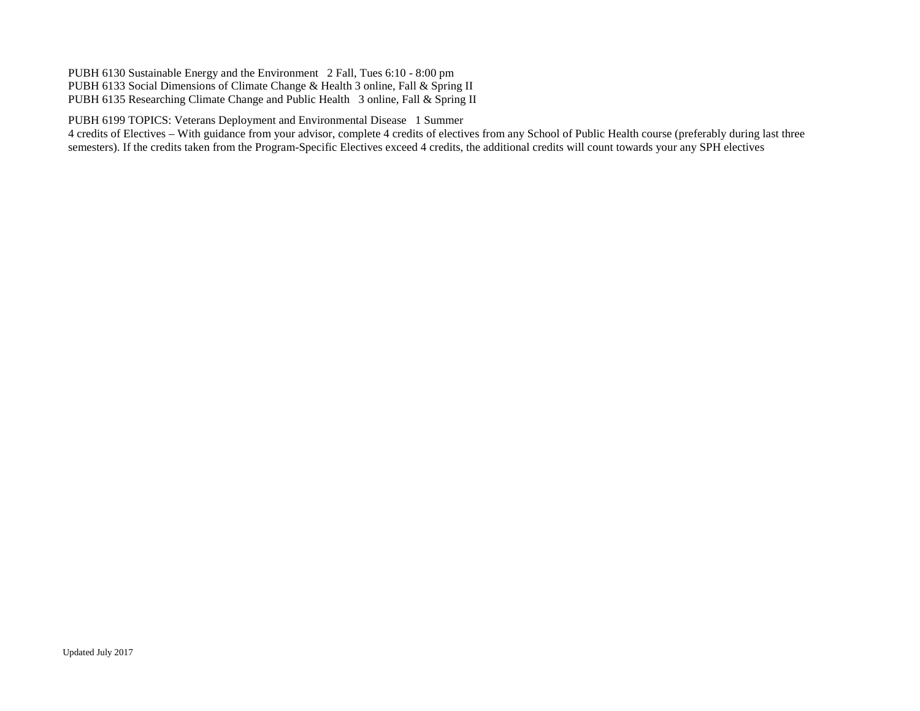PUBH 6130 Sustainable Energy and the Environment 2 Fall, Tues 6:10 - 8:00 pm
PUBH 6133 Social Dimensions of Climate Change & Health 3 online, Fall & Spring II
PUBH 6135 Researching Climate Change and Public Health 3 online, Fall & Spring II

PUBH 6199 TOPICS: Veterans Deployment and Environmental Disease 1 Summer
4 credits of Electives – With guidance from your advisor, complete 4 credits of electives from any School of Public Health course (preferably during last three semesters). If the credits taken from the Program-Specific Electives exceed 4 credits, the additional credits will count towards your any SPH electives

Updated July 2017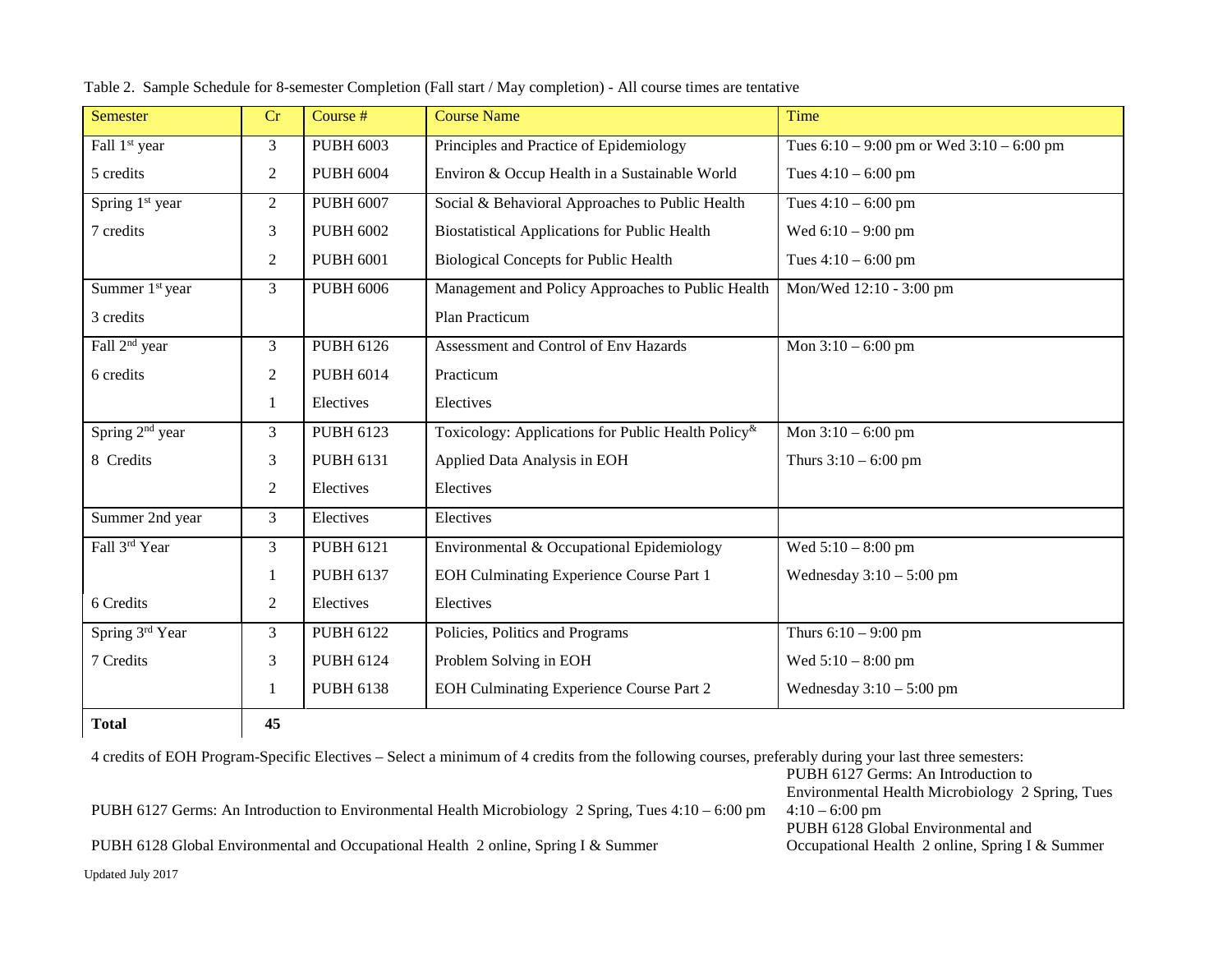Table 2. Sample Schedule for 8-semester Completion (Fall start / May completion) - All course times are tentative

| Semester | Cr | Course # | Course Name | Time |
|---|---|---|---|---|
| Fall 1st year | 3 | PUBH 6003 | Principles and Practice of Epidemiology | Tues 6:10 – 9:00 pm or Wed 3:10 – 6:00 pm |
| 5 credits | 2 | PUBH 6004 | Environ & Occup Health in a Sustainable World | Tues 4:10 – 6:00 pm |
| Spring 1st year | 2 | PUBH 6007 | Social & Behavioral Approaches to Public Health | Tues 4:10 – 6:00 pm |
| 7 credits | 3 | PUBH 6002 | Biostatistical Applications for Public Health | Wed 6:10 – 9:00 pm |
| | 2 | PUBH 6001 | Biological Concepts for Public Health | Tues 4:10 – 6:00 pm |
| Summer 1st year | 3 | PUBH 6006 | Management and Policy Approaches to Public Health | Mon/Wed 12:10 - 3:00 pm |
| 3 credits | | | Plan Practicum | |
| Fall 2nd year | 3 | PUBH 6126 | Assessment and Control of Env Hazards | Mon 3:10 – 6:00 pm |
| 6 credits | 2 | PUBH 6014 | Practicum | |
| | 1 | Electives | Electives | |
| Spring 2nd year | 3 | PUBH 6123 | Toxicology: Applications for Public Health Policy& | Mon 3:10 – 6:00 pm |
| 8 Credits | 3 | PUBH 6131 | Applied Data Analysis in EOH | Thurs 3:10 – 6:00 pm |
| | 2 | Electives | Electives | |
| Summer 2nd year | 3 | Electives | Electives | |
| Fall 3rd Year | 3 | PUBH 6121 | Environmental & Occupational Epidemiology | Wed 5:10 – 8:00 pm |
| | 1 | PUBH 6137 | EOH Culminating Experience Course Part 1 | Wednesday 3:10 – 5:00 pm |
| 6 Credits | 2 | Electives | Electives | |
| Spring 3rd Year | 3 | PUBH 6122 | Policies, Politics and Programs | Thurs 6:10 – 9:00 pm |
| 7 Credits | 3 | PUBH 6124 | Problem Solving in EOH | Wed 5:10 – 8:00 pm |
| | 1 | PUBH 6138 | EOH Culminating Experience Course Part 2 | Wednesday 3:10 – 5:00 pm |
| **Total** | **45** | | | |

4 credits of EOH Program-Specific Electives – Select a minimum of 4 credits from the following courses, preferably during your last three semesters:

PUBH 6127 Germs: An Introduction to Environmental Health Microbiology 2 Spring, Tues 4:10 – 6:00 pm

PUBH 6128 Global Environmental and Occupational Health 2 online, Spring I & Summer

Updated July 2017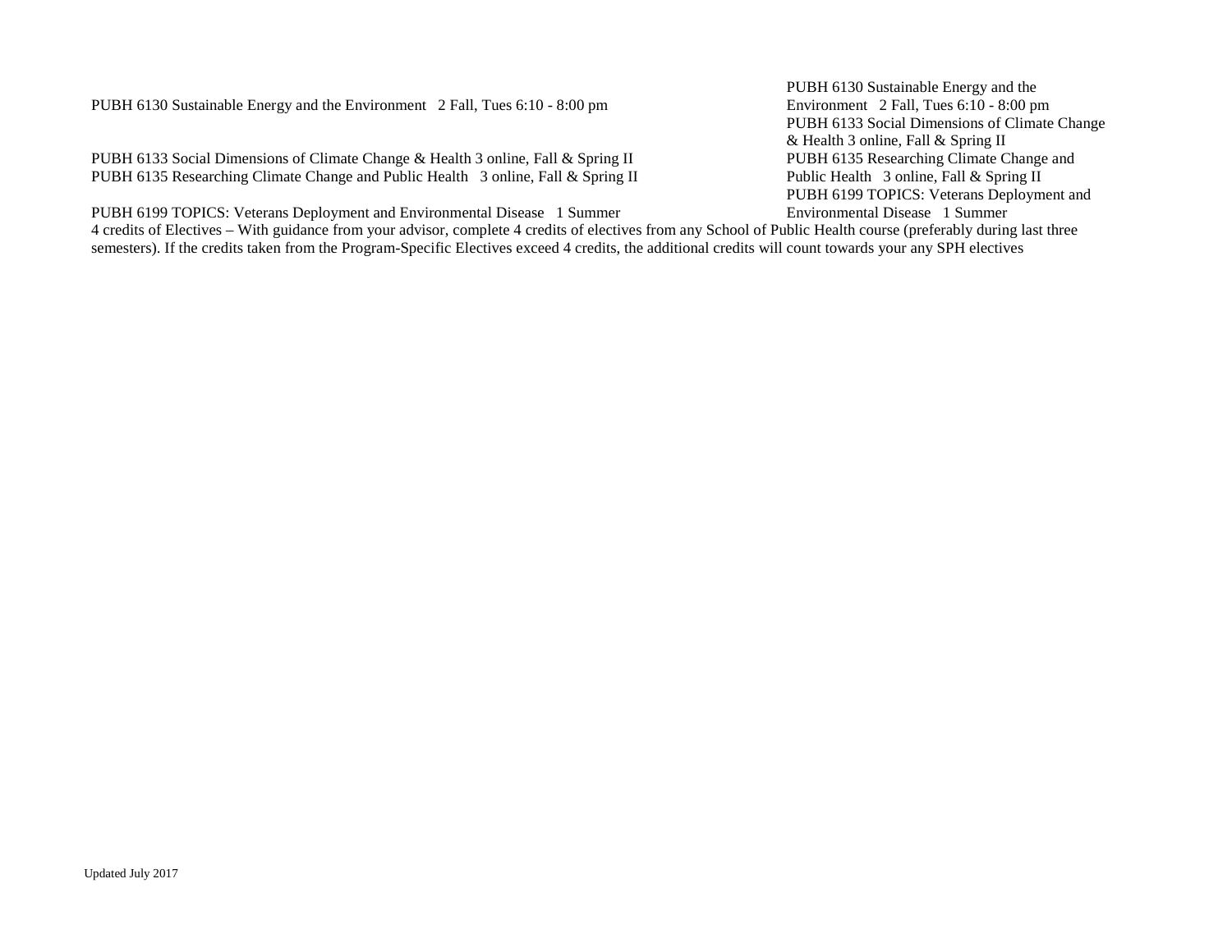PUBH 6130 Sustainable Energy and the Environment   2 Fall, Tues 6:10 - 8:00 pm

PUBH 6133 Social Dimensions of Climate Change & Health 3 online, Fall & Spring II

PUBH 6135 Researching Climate Change and Public Health   3 online, Fall & Spring II

PUBH 6199 TOPICS: Veterans Deployment and Environmental Disease   1 Summer

PUBH 6130 Sustainable Energy and the Environment   2 Fall, Tues 6:10 - 8:00 pm

PUBH 6133 Social Dimensions of Climate Change & Health 3 online, Fall & Spring II

PUBH 6135 Researching Climate Change and Public Health   3 online, Fall & Spring II

PUBH 6199 TOPICS: Veterans Deployment and Environmental Disease   1 Summer

4 credits of Electives – With guidance from your advisor, complete 4 credits of electives from any School of Public Health course (preferably during last three semesters). If the credits taken from the Program-Specific Electives exceed 4 credits, the additional credits will count towards your any SPH electives

Updated July 2017